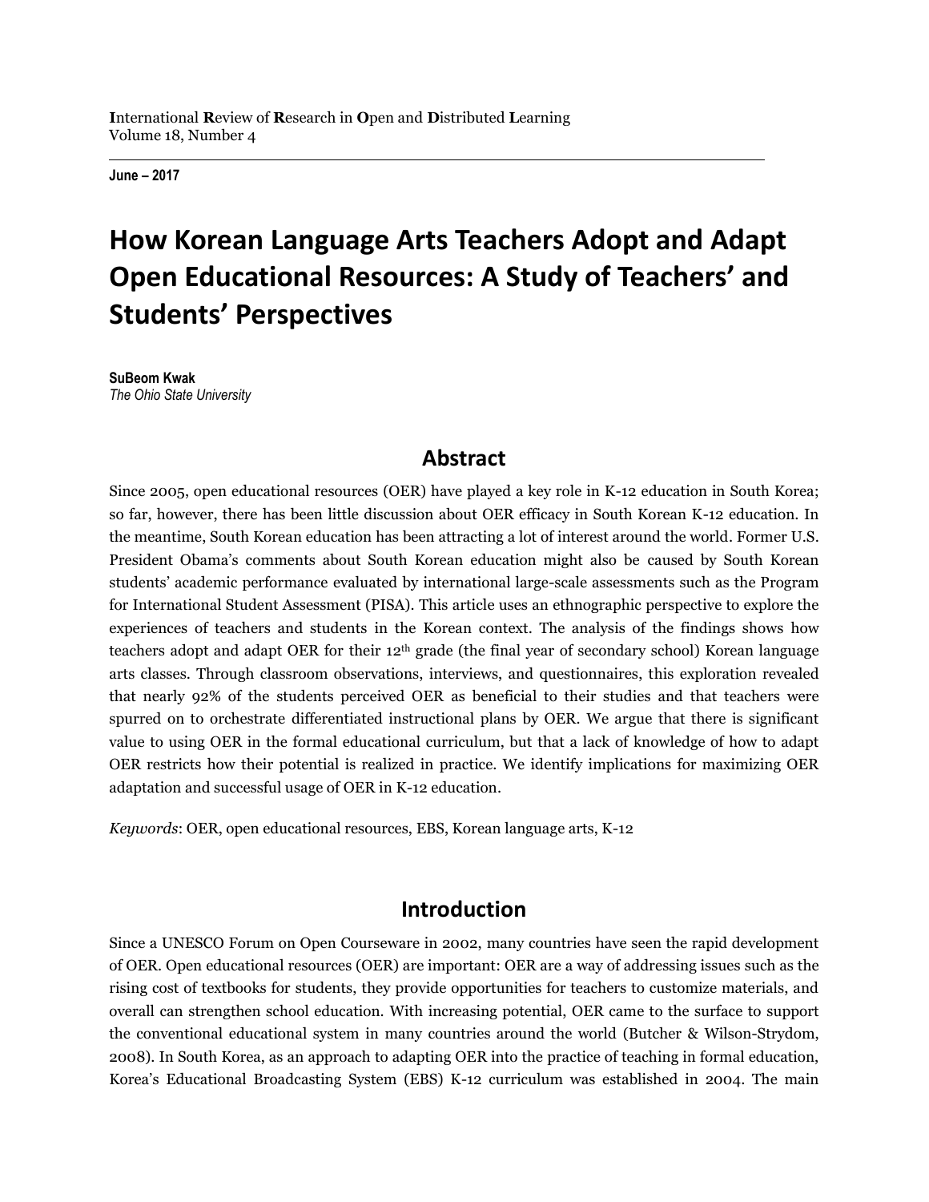**June – 2017**

# How Korean Language Arts Teachers Adopt and Adapt Open Educational Resources: A Study of Teachers' and Students' Perspectives

**SuBeom Kwak**
*The Ohio State University*

## Abstract

Since 2005, open educational resources (OER) have played a key role in K-12 education in South Korea; so far, however, there has been little discussion about OER efficacy in South Korean K-12 education. In the meantime, South Korean education has been attracting a lot of interest around the world. Former U.S. President Obama's comments about South Korean education might also be caused by South Korean students' academic performance evaluated by international large-scale assessments such as the Program for International Student Assessment (PISA). This article uses an ethnographic perspective to explore the experiences of teachers and students in the Korean context. The analysis of the findings shows how teachers adopt and adapt OER for their 12th grade (the final year of secondary school) Korean language arts classes. Through classroom observations, interviews, and questionnaires, this exploration revealed that nearly 92% of the students perceived OER as beneficial to their studies and that teachers were spurred on to orchestrate differentiated instructional plans by OER. We argue that there is significant value to using OER in the formal educational curriculum, but that a lack of knowledge of how to adapt OER restricts how their potential is realized in practice. We identify implications for maximizing OER adaptation and successful usage of OER in K-12 education.

*Keywords*: OER, open educational resources, EBS, Korean language arts, K-12

## Introduction

Since a UNESCO Forum on Open Courseware in 2002, many countries have seen the rapid development of OER. Open educational resources (OER) are important: OER are a way of addressing issues such as the rising cost of textbooks for students, they provide opportunities for teachers to customize materials, and overall can strengthen school education. With increasing potential, OER came to the surface to support the conventional educational system in many countries around the world (Butcher & Wilson-Strydom, 2008). In South Korea, as an approach to adapting OER into the practice of teaching in formal education, Korea's Educational Broadcasting System (EBS) K-12 curriculum was established in 2004. The main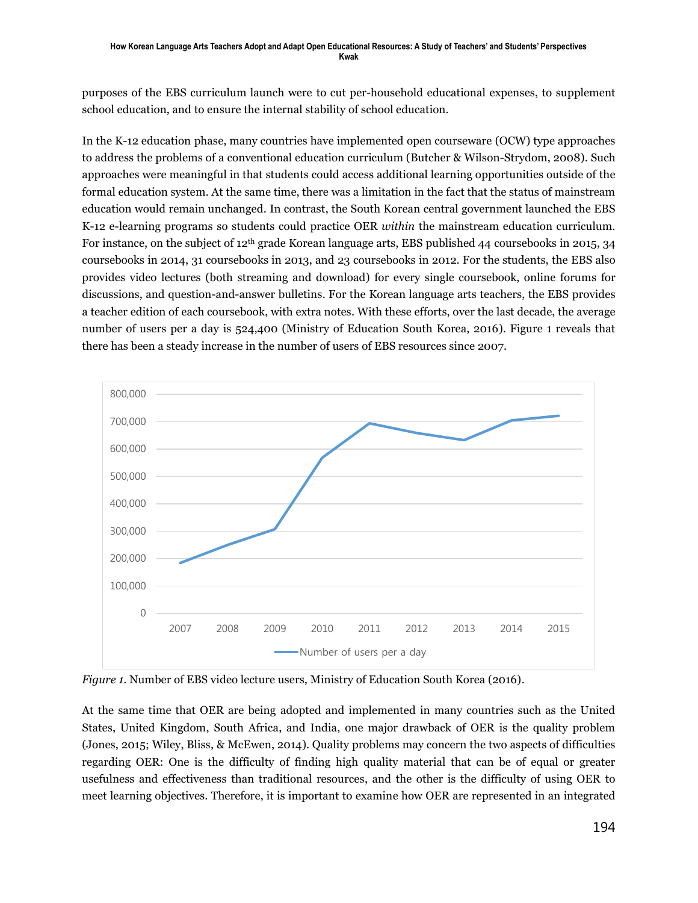purposes of the EBS curriculum launch were to cut per-household educational expenses, to supplement school education, and to ensure the internal stability of school education.

In the K-12 education phase, many countries have implemented open courseware (OCW) type approaches to address the problems of a conventional education curriculum (Butcher & Wilson-Strydom, 2008). Such approaches were meaningful in that students could access additional learning opportunities outside of the formal education system. At the same time, there was a limitation in the fact that the status of mainstream education would remain unchanged. In contrast, the South Korean central government launched the EBS K-12 e-learning programs so students could practice OER *within* the mainstream education curriculum. For instance, on the subject of 12th grade Korean language arts, EBS published 44 coursebooks in 2015, 34 coursebooks in 2014, 31 coursebooks in 2013, and 23 coursebooks in 2012. For the students, the EBS also provides video lectures (both streaming and download) for every single coursebook, online forums for discussions, and question-and-answer bulletins. For the Korean language arts teachers, the EBS provides a teacher edition of each coursebook, with extra notes. With these efforts, over the last decade, the average number of users per a day is 524,400 (Ministry of Education South Korea, 2016). Figure 1 reveals that there has been a steady increase in the number of users of EBS resources since 2007.

*Figure 1.* Number of EBS video lecture users, Ministry of Education South Korea (2016).

At the same time that OER are being adopted and implemented in many countries such as the United States, United Kingdom, South Africa, and India, one major drawback of OER is the quality problem (Jones, 2015; Wiley, Bliss, & McEwen, 2014). Quality problems may concern the two aspects of difficulties regarding OER: One is the difficulty of finding high quality material that can be of equal or greater usefulness and effectiveness than traditional resources, and the other is the difficulty of using OER to meet learning objectives. Therefore, it is important to examine how OER are represented in an integrated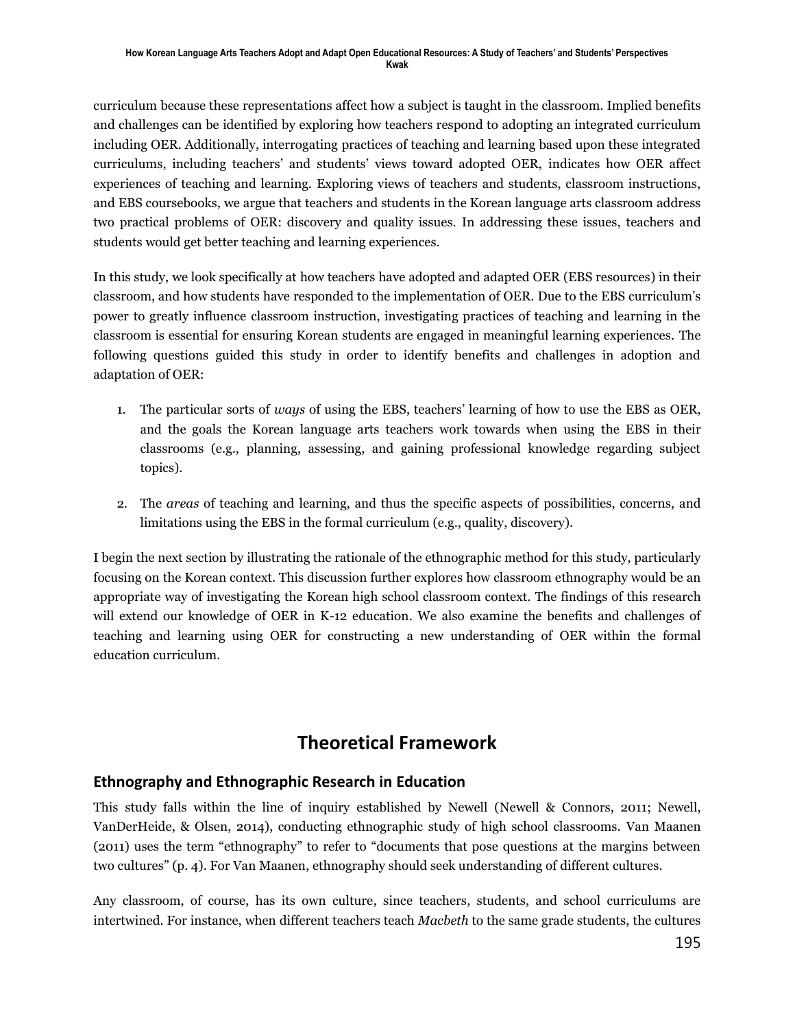curriculum because these representations affect how a subject is taught in the classroom. Implied benefits and challenges can be identified by exploring how teachers respond to adopting an integrated curriculum including OER. Additionally, interrogating practices of teaching and learning based upon these integrated curriculums, including teachers' and students' views toward adopted OER, indicates how OER affect experiences of teaching and learning. Exploring views of teachers and students, classroom instructions, and EBS coursebooks, we argue that teachers and students in the Korean language arts classroom address two practical problems of OER: discovery and quality issues. In addressing these issues, teachers and students would get better teaching and learning experiences.

In this study, we look specifically at how teachers have adopted and adapted OER (EBS resources) in their classroom, and how students have responded to the implementation of OER. Due to the EBS curriculum's power to greatly influence classroom instruction, investigating practices of teaching and learning in the classroom is essential for ensuring Korean students are engaged in meaningful learning experiences. The following questions guided this study in order to identify benefits and challenges in adoption and adaptation of OER:

1. The particular sorts of *ways* of using the EBS, teachers' learning of how to use the EBS as OER, and the goals the Korean language arts teachers work towards when using the EBS in their classrooms (e.g., planning, assessing, and gaining professional knowledge regarding subject topics).
2. The *areas* of teaching and learning, and thus the specific aspects of possibilities, concerns, and limitations using the EBS in the formal curriculum (e.g., quality, discovery).

I begin the next section by illustrating the rationale of the ethnographic method for this study, particularly focusing on the Korean context. This discussion further explores how classroom ethnography would be an appropriate way of investigating the Korean high school classroom context. The findings of this research will extend our knowledge of OER in K-12 education. We also examine the benefits and challenges of teaching and learning using OER for constructing a new understanding of OER within the formal education curriculum.

# Theoretical Framework

## Ethnography and Ethnographic Research in Education

This study falls within the line of inquiry established by Newell (Newell & Connors, 2011; Newell, VanDerHeide, & Olsen, 2014), conducting ethnographic study of high school classrooms. Van Maanen (2011) uses the term "ethnography" to refer to "documents that pose questions at the margins between two cultures" (p. 4). For Van Maanen, ethnography should seek understanding of different cultures.

Any classroom, of course, has its own culture, since teachers, students, and school curriculums are intertwined. For instance, when different teachers teach *Macbeth* to the same grade students, the cultures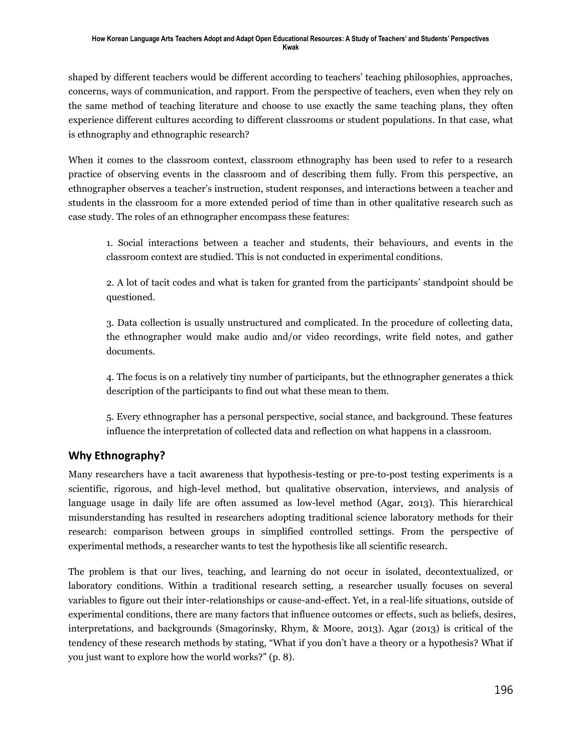shaped by different teachers would be different according to teachers' teaching philosophies, approaches, concerns, ways of communication, and rapport. From the perspective of teachers, even when they rely on the same method of teaching literature and choose to use exactly the same teaching plans, they often experience different cultures according to different classrooms or student populations. In that case, what is ethnography and ethnographic research?

When it comes to the classroom context, classroom ethnography has been used to refer to a research practice of observing events in the classroom and of describing them fully. From this perspective, an ethnographer observes a teacher's instruction, student responses, and interactions between a teacher and students in the classroom for a more extended period of time than in other qualitative research such as case study. The roles of an ethnographer encompass these features:

> 1. Social interactions between a teacher and students, their behaviours, and events in the classroom context are studied. This is not conducted in experimental conditions.
>
> 2. A lot of tacit codes and what is taken for granted from the participants' standpoint should be questioned.
>
> 3. Data collection is usually unstructured and complicated. In the procedure of collecting data, the ethnographer would make audio and/or video recordings, write field notes, and gather documents.
>
> 4. The focus is on a relatively tiny number of participants, but the ethnographer generates a thick description of the participants to find out what these mean to them.
>
> 5. Every ethnographer has a personal perspective, social stance, and background. These features influence the interpretation of collected data and reflection on what happens in a classroom.

## Why Ethnography?

Many researchers have a tacit awareness that hypothesis-testing or pre-to-post testing experiments is a scientific, rigorous, and high-level method, but qualitative observation, interviews, and analysis of language usage in daily life are often assumed as low-level method (Agar, 2013). This hierarchical misunderstanding has resulted in researchers adopting traditional science laboratory methods for their research: comparison between groups in simplified controlled settings. From the perspective of experimental methods, a researcher wants to test the hypothesis like all scientific research.

The problem is that our lives, teaching, and learning do not occur in isolated, decontextualized, or laboratory conditions. Within a traditional research setting, a researcher usually focuses on several variables to figure out their inter-relationships or cause-and-effect. Yet, in a real-life situations, outside of experimental conditions, there are many factors that influence outcomes or effects, such as beliefs, desires, interpretations, and backgrounds (Smagorinsky, Rhym, & Moore, 2013). Agar (2013) is critical of the tendency of these research methods by stating, "What if you don't have a theory or a hypothesis? What if you just want to explore how the world works?" (p. 8).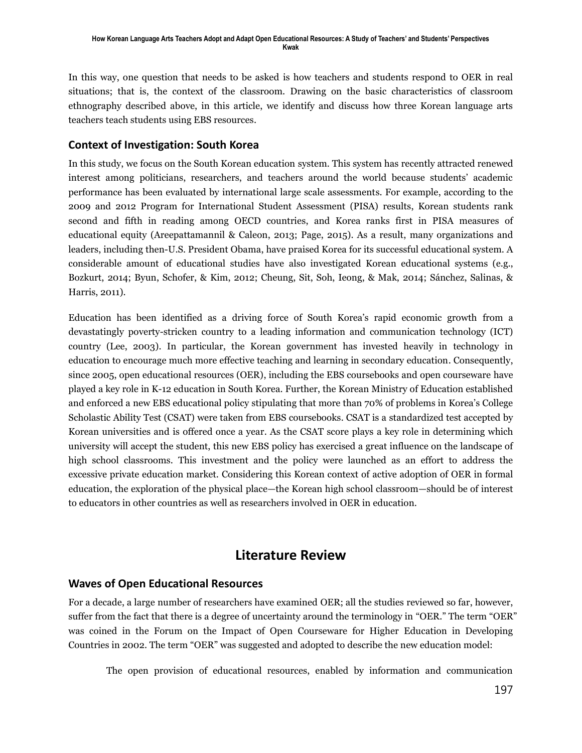In this way, one question that needs to be asked is how teachers and students respond to OER in real situations; that is, the context of the classroom. Drawing on the basic characteristics of classroom ethnography described above, in this article, we identify and discuss how three Korean language arts teachers teach students using EBS resources.

### Context of Investigation: South Korea

In this study, we focus on the South Korean education system. This system has recently attracted renewed interest among politicians, researchers, and teachers around the world because students' academic performance has been evaluated by international large scale assessments. For example, according to the 2009 and 2012 Program for International Student Assessment (PISA) results, Korean students rank second and fifth in reading among OECD countries, and Korea ranks first in PISA measures of educational equity (Areepattamannil & Caleon, 2013; Page, 2015). As a result, many organizations and leaders, including then-U.S. President Obama, have praised Korea for its successful educational system. A considerable amount of educational studies have also investigated Korean educational systems (e.g., Bozkurt, 2014; Byun, Schofer, & Kim, 2012; Cheung, Sit, Soh, Ieong, & Mak, 2014; Sánchez, Salinas, & Harris, 2011).

Education has been identified as a driving force of South Korea's rapid economic growth from a devastatingly poverty-stricken country to a leading information and communication technology (ICT) country (Lee, 2003). In particular, the Korean government has invested heavily in technology in education to encourage much more effective teaching and learning in secondary education. Consequently, since 2005, open educational resources (OER), including the EBS coursebooks and open courseware have played a key role in K-12 education in South Korea. Further, the Korean Ministry of Education established and enforced a new EBS educational policy stipulating that more than 70% of problems in Korea's College Scholastic Ability Test (CSAT) were taken from EBS coursebooks. CSAT is a standardized test accepted by Korean universities and is offered once a year. As the CSAT score plays a key role in determining which university will accept the student, this new EBS policy has exercised a great influence on the landscape of high school classrooms. This investment and the policy were launched as an effort to address the excessive private education market. Considering this Korean context of active adoption of OER in formal education, the exploration of the physical place—the Korean high school classroom—should be of interest to educators in other countries as well as researchers involved in OER in education.

## Literature Review

### Waves of Open Educational Resources

For a decade, a large number of researchers have examined OER; all the studies reviewed so far, however, suffer from the fact that there is a degree of uncertainty around the terminology in "OER." The term "OER" was coined in the Forum on the Impact of Open Courseware for Higher Education in Developing Countries in 2002. The term "OER" was suggested and adopted to describe the new education model:

> The open provision of educational resources, enabled by information and communication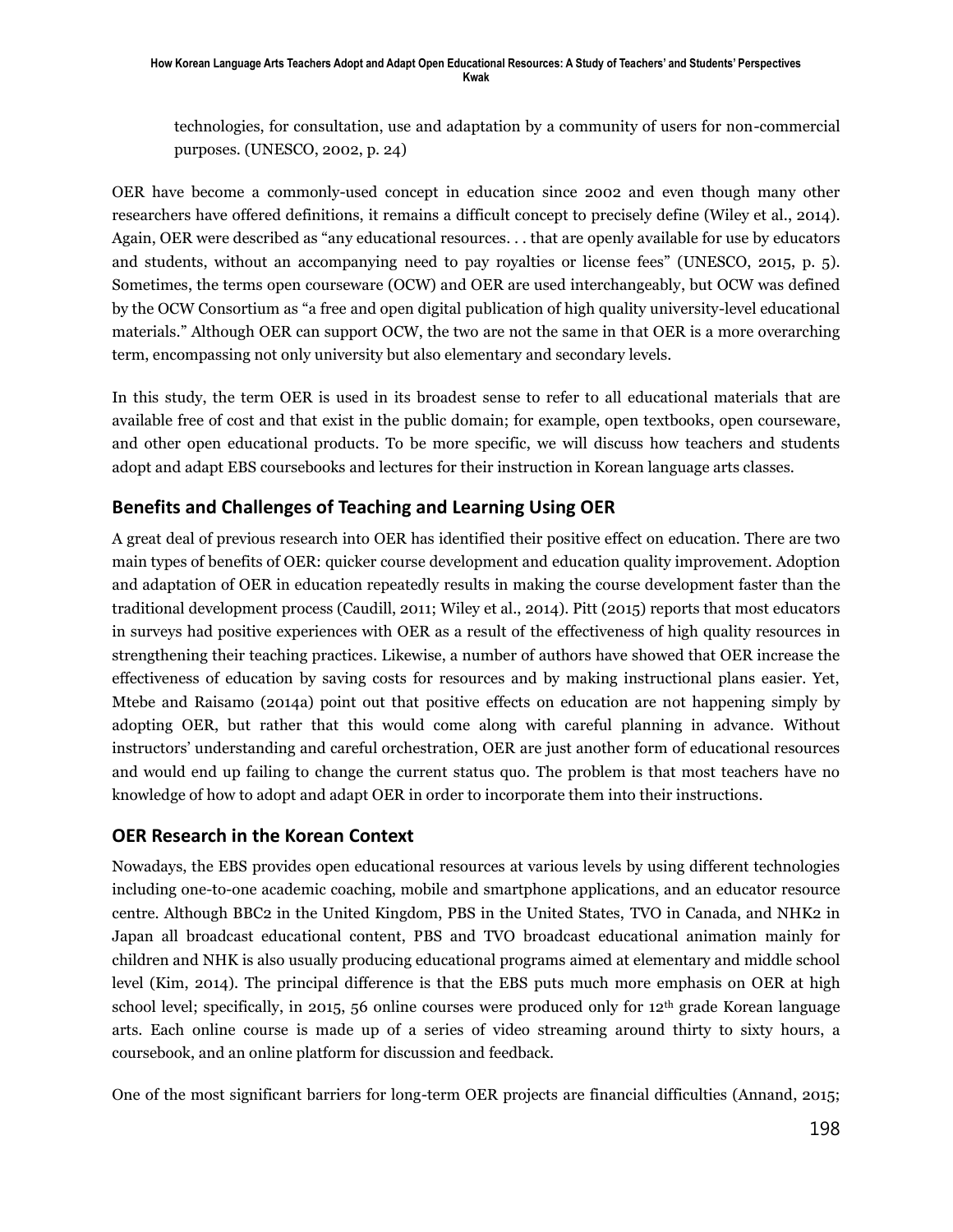technologies, for consultation, use and adaptation by a community of users for non-commercial purposes. (UNESCO, 2002, p. 24)

OER have become a commonly-used concept in education since 2002 and even though many other researchers have offered definitions, it remains a difficult concept to precisely define (Wiley et al., 2014). Again, OER were described as "any educational resources. . . that are openly available for use by educators and students, without an accompanying need to pay royalties or license fees" (UNESCO, 2015, p. 5). Sometimes, the terms open courseware (OCW) and OER are used interchangeably, but OCW was defined by the OCW Consortium as "a free and open digital publication of high quality university-level educational materials." Although OER can support OCW, the two are not the same in that OER is a more overarching term, encompassing not only university but also elementary and secondary levels.

In this study, the term OER is used in its broadest sense to refer to all educational materials that are available free of cost and that exist in the public domain; for example, open textbooks, open courseware, and other open educational products. To be more specific, we will discuss how teachers and students adopt and adapt EBS coursebooks and lectures for their instruction in Korean language arts classes.

## Benefits and Challenges of Teaching and Learning Using OER

A great deal of previous research into OER has identified their positive effect on education. There are two main types of benefits of OER: quicker course development and education quality improvement. Adoption and adaptation of OER in education repeatedly results in making the course development faster than the traditional development process (Caudill, 2011; Wiley et al., 2014). Pitt (2015) reports that most educators in surveys had positive experiences with OER as a result of the effectiveness of high quality resources in strengthening their teaching practices. Likewise, a number of authors have showed that OER increase the effectiveness of education by saving costs for resources and by making instructional plans easier. Yet, Mtebe and Raisamo (2014a) point out that positive effects on education are not happening simply by adopting OER, but rather that this would come along with careful planning in advance. Without instructors' understanding and careful orchestration, OER are just another form of educational resources and would end up failing to change the current status quo. The problem is that most teachers have no knowledge of how to adopt and adapt OER in order to incorporate them into their instructions.

## OER Research in the Korean Context

Nowadays, the EBS provides open educational resources at various levels by using different technologies including one-to-one academic coaching, mobile and smartphone applications, and an educator resource centre. Although BBC2 in the United Kingdom, PBS in the United States, TVO in Canada, and NHK2 in Japan all broadcast educational content, PBS and TVO broadcast educational animation mainly for children and NHK is also usually producing educational programs aimed at elementary and middle school level (Kim, 2014). The principal difference is that the EBS puts much more emphasis on OER at high school level; specifically, in 2015, 56 online courses were produced only for 12th grade Korean language arts. Each online course is made up of a series of video streaming around thirty to sixty hours, a coursebook, and an online platform for discussion and feedback.

One of the most significant barriers for long-term OER projects are financial difficulties (Annand, 2015;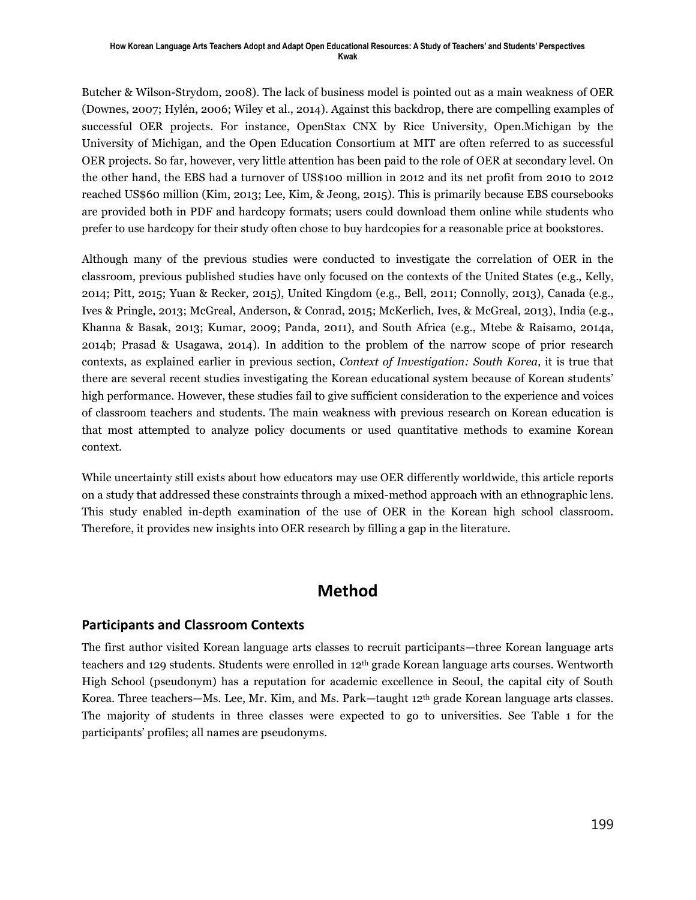Butcher & Wilson-Strydom, 2008). The lack of business model is pointed out as a main weakness of OER (Downes, 2007; Hylén, 2006; Wiley et al., 2014). Against this backdrop, there are compelling examples of successful OER projects. For instance, OpenStax CNX by Rice University, Open.Michigan by the University of Michigan, and the Open Education Consortium at MIT are often referred to as successful OER projects. So far, however, very little attention has been paid to the role of OER at secondary level. On the other hand, the EBS had a turnover of US$100 million in 2012 and its net profit from 2010 to 2012 reached US$60 million (Kim, 2013; Lee, Kim, & Jeong, 2015). This is primarily because EBS coursebooks are provided both in PDF and hardcopy formats; users could download them online while students who prefer to use hardcopy for their study often chose to buy hardcopies for a reasonable price at bookstores.

Although many of the previous studies were conducted to investigate the correlation of OER in the classroom, previous published studies have only focused on the contexts of the United States (e.g., Kelly, 2014; Pitt, 2015; Yuan & Recker, 2015), United Kingdom (e.g., Bell, 2011; Connolly, 2013), Canada (e.g., Ives & Pringle, 2013; McGreal, Anderson, & Conrad, 2015; McKerlich, Ives, & McGreal, 2013), India (e.g., Khanna & Basak, 2013; Kumar, 2009; Panda, 2011), and South Africa (e.g., Mtebe & Raisamo, 2014a, 2014b; Prasad & Usagawa, 2014). In addition to the problem of the narrow scope of prior research contexts, as explained earlier in previous section, *Context of Investigation: South Korea*, it is true that there are several recent studies investigating the Korean educational system because of Korean students' high performance. However, these studies fail to give sufficient consideration to the experience and voices of classroom teachers and students. The main weakness with previous research on Korean education is that most attempted to analyze policy documents or used quantitative methods to examine Korean context.

While uncertainty still exists about how educators may use OER differently worldwide, this article reports on a study that addressed these constraints through a mixed-method approach with an ethnographic lens. This study enabled in-depth examination of the use of OER in the Korean high school classroom. Therefore, it provides new insights into OER research by filling a gap in the literature.

# Method

## Participants and Classroom Contexts

The first author visited Korean language arts classes to recruit participants—three Korean language arts teachers and 129 students. Students were enrolled in 12th grade Korean language arts courses. Wentworth High School (pseudonym) has a reputation for academic excellence in Seoul, the capital city of South Korea. Three teachers—Ms. Lee, Mr. Kim, and Ms. Park—taught 12th grade Korean language arts classes. The majority of students in three classes were expected to go to universities. See Table 1 for the participants' profiles; all names are pseudonyms.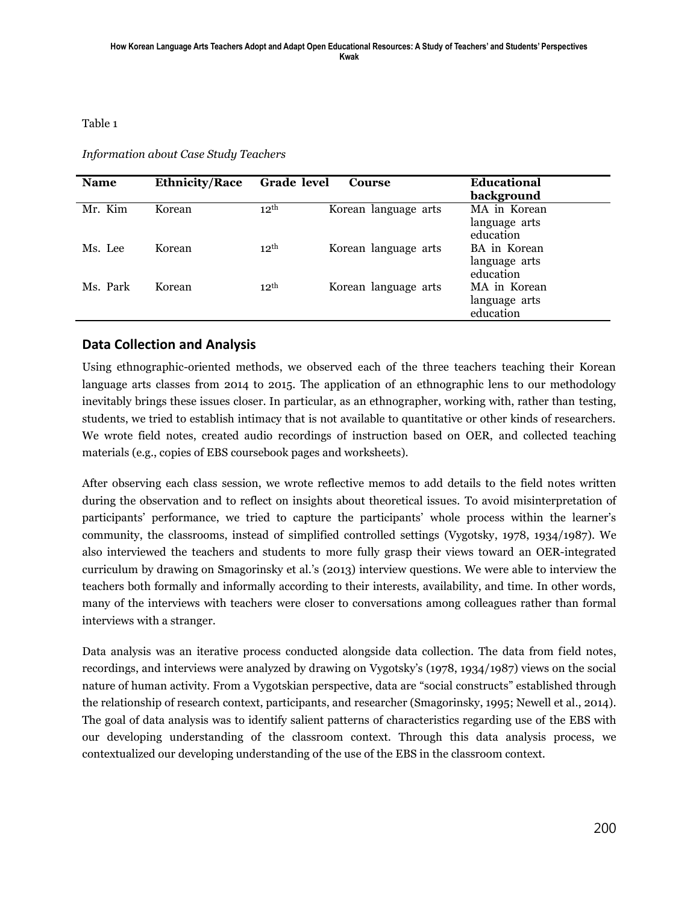Table 1

*Information about Case Study Teachers*

| Name | Ethnicity/Race | Grade level | Course | Educational background |
|---|---|---|---|---|
| Mr. Kim | Korean | $12^{th}$ | Korean language arts | MA in Korean language arts education |
| Ms. Lee | Korean | $12^{th}$ | Korean language arts | BA in Korean language arts education |
| Ms. Park | Korean | $12^{th}$ | Korean language arts | MA in Korean language arts education |

## Data Collection and Analysis

Using ethnographic-oriented methods, we observed each of the three teachers teaching their Korean language arts classes from 2014 to 2015. The application of an ethnographic lens to our methodology inevitably brings these issues closer. In particular, as an ethnographer, working with, rather than testing, students, we tried to establish intimacy that is not available to quantitative or other kinds of researchers. We wrote field notes, created audio recordings of instruction based on OER, and collected teaching materials (e.g., copies of EBS coursebook pages and worksheets).

After observing each class session, we wrote reflective memos to add details to the field notes written during the observation and to reflect on insights about theoretical issues. To avoid misinterpretation of participants' performance, we tried to capture the participants' whole process within the learner's community, the classrooms, instead of simplified controlled settings (Vygotsky, 1978, 1934/1987). We also interviewed the teachers and students to more fully grasp their views toward an OER-integrated curriculum by drawing on Smagorinsky et al.'s (2013) interview questions. We were able to interview the teachers both formally and informally according to their interests, availability, and time. In other words, many of the interviews with teachers were closer to conversations among colleagues rather than formal interviews with a stranger.

Data analysis was an iterative process conducted alongside data collection. The data from field notes, recordings, and interviews were analyzed by drawing on Vygotsky's (1978, 1934/1987) views on the social nature of human activity. From a Vygotskian perspective, data are "social constructs" established through the relationship of research context, participants, and researcher (Smagorinsky, 1995; Newell et al., 2014). The goal of data analysis was to identify salient patterns of characteristics regarding use of the EBS with our developing understanding of the classroom context. Through this data analysis process, we contextualized our developing understanding of the use of the EBS in the classroom context.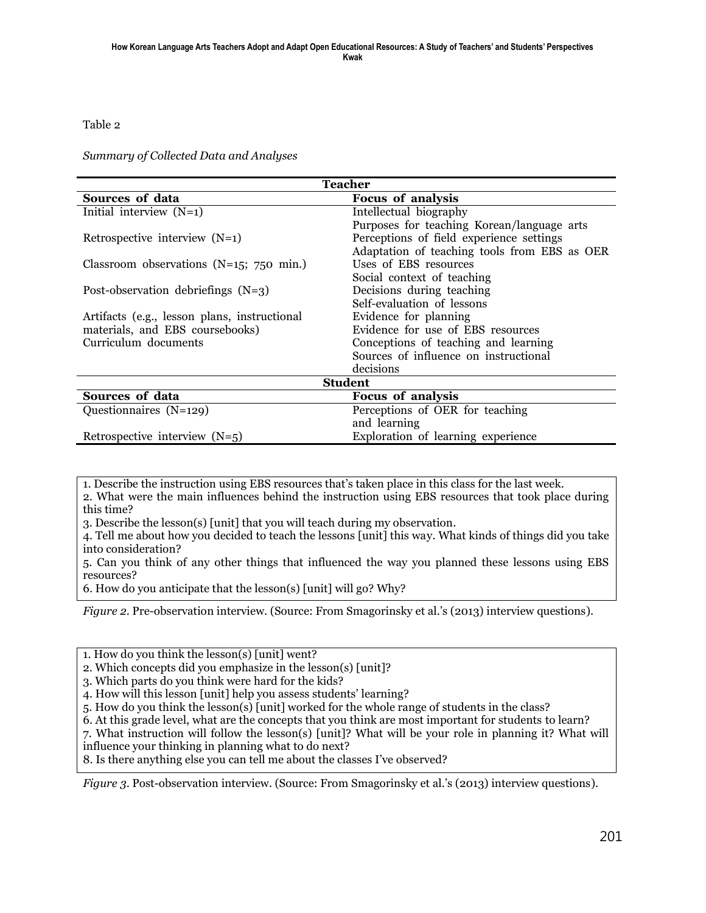Table 2

*Summary of Collected Data and Analyses*

| **Teacher** | |
|---|---|
| **Sources of data** | **Focus of analysis** |
| Initial interview (N=1) | Intellectual biography<br>Purposes for teaching Korean/language arts |
| Retrospective interview (N=1) | Perceptions of field experience settings<br>Adaptation of teaching tools from EBS as OER |
| Classroom observations (N=15; 750 min.) | Uses of EBS resources<br>Social context of teaching |
| Post-observation debriefings (N=3) | Decisions during teaching<br>Self-evaluation of lessons |
| Artifacts (e.g., lesson plans, instructional materials, and EBS coursebooks) | Evidence for planning<br>Evidence for use of EBS resources |
| Curriculum documents | Conceptions of teaching and learning<br>Sources of influence on instructional decisions |
| **Student** | |
| **Sources of data** | **Focus of analysis** |
| Questionnaires (N=129) | Perceptions of OER for teaching and learning |
| Retrospective interview (N=5) | Exploration of learning experience |

1. Describe the instruction using EBS resources that's taken place in this class for the last week.
2. What were the main influences behind the instruction using EBS resources that took place during this time?
3. Describe the lesson(s) [unit] that you will teach during my observation.
4. Tell me about how you decided to teach the lessons [unit] this way. What kinds of things did you take into consideration?
5. Can you think of any other things that influenced the way you planned these lessons using EBS resources?
6. How do you anticipate that the lesson(s) [unit] will go? Why?

*Figure 2*. Pre-observation interview. (Source: From Smagorinsky et al.'s (2013) interview questions).

1. How do you think the lesson(s) [unit] went?
2. Which concepts did you emphasize in the lesson(s) [unit]?
3. Which parts do you think were hard for the kids?
4. How will this lesson [unit] help you assess students' learning?
5. How do you think the lesson(s) [unit] worked for the whole range of students in the class?
6. At this grade level, what are the concepts that you think are most important for students to learn?
7. What instruction will follow the lesson(s) [unit]? What will be your role in planning it? What will influence your thinking in planning what to do next?
8. Is there anything else you can tell me about the classes I've observed?

*Figure 3*. Post-observation interview. (Source: From Smagorinsky et al.'s (2013) interview questions).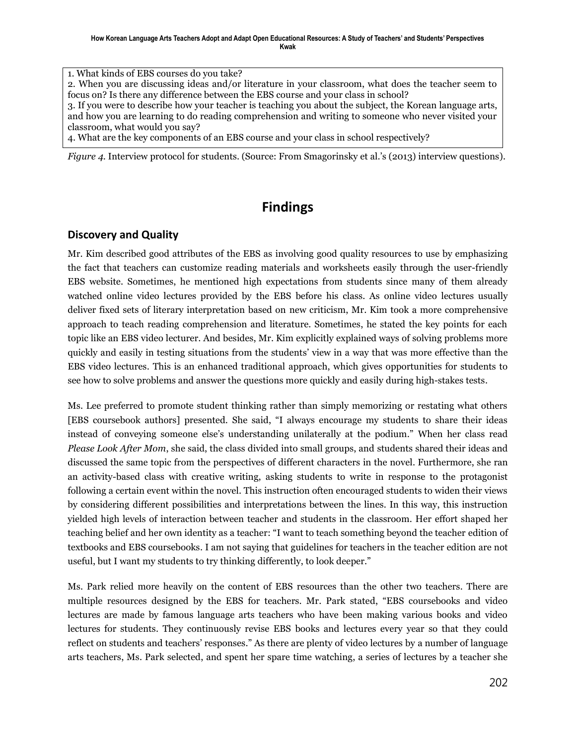1. What kinds of EBS courses do you take?
2. When you are discussing ideas and/or literature in your classroom, what does the teacher seem to focus on? Is there any difference between the EBS course and your class in school?
3. If you were to describe how your teacher is teaching you about the subject, the Korean language arts, and how you are learning to do reading comprehension and writing to someone who never visited your classroom, what would you say?
4. What are the key components of an EBS course and your class in school respectively?

*Figure 4.* Interview protocol for students. (Source: From Smagorinsky et al.'s (2013) interview questions).

# Findings

## Discovery and Quality

Mr. Kim described good attributes of the EBS as involving good quality resources to use by emphasizing the fact that teachers can customize reading materials and worksheets easily through the user-friendly EBS website. Sometimes, he mentioned high expectations from students since many of them already watched online video lectures provided by the EBS before his class. As online video lectures usually deliver fixed sets of literary interpretation based on new criticism, Mr. Kim took a more comprehensive approach to teach reading comprehension and literature. Sometimes, he stated the key points for each topic like an EBS video lecturer. And besides, Mr. Kim explicitly explained ways of solving problems more quickly and easily in testing situations from the students' view in a way that was more effective than the EBS video lectures. This is an enhanced traditional approach, which gives opportunities for students to see how to solve problems and answer the questions more quickly and easily during high-stakes tests.

Ms. Lee preferred to promote student thinking rather than simply memorizing or restating what others [EBS coursebook authors] presented. She said, "I always encourage my students to share their ideas instead of conveying someone else's understanding unilaterally at the podium." When her class read *Please Look After Mom*, she said, the class divided into small groups, and students shared their ideas and discussed the same topic from the perspectives of different characters in the novel. Furthermore, she ran an activity-based class with creative writing, asking students to write in response to the protagonist following a certain event within the novel. This instruction often encouraged students to widen their views by considering different possibilities and interpretations between the lines. In this way, this instruction yielded high levels of interaction between teacher and students in the classroom. Her effort shaped her teaching belief and her own identity as a teacher: "I want to teach something beyond the teacher edition of textbooks and EBS coursebooks. I am not saying that guidelines for teachers in the teacher edition are not useful, but I want my students to try thinking differently, to look deeper."

Ms. Park relied more heavily on the content of EBS resources than the other two teachers. There are multiple resources designed by the EBS for teachers. Mr. Park stated, "EBS coursebooks and video lectures are made by famous language arts teachers who have been making various books and video lectures for students. They continuously revise EBS books and lectures every year so that they could reflect on students and teachers' responses." As there are plenty of video lectures by a number of language arts teachers, Ms. Park selected, and spent her spare time watching, a series of lectures by a teacher she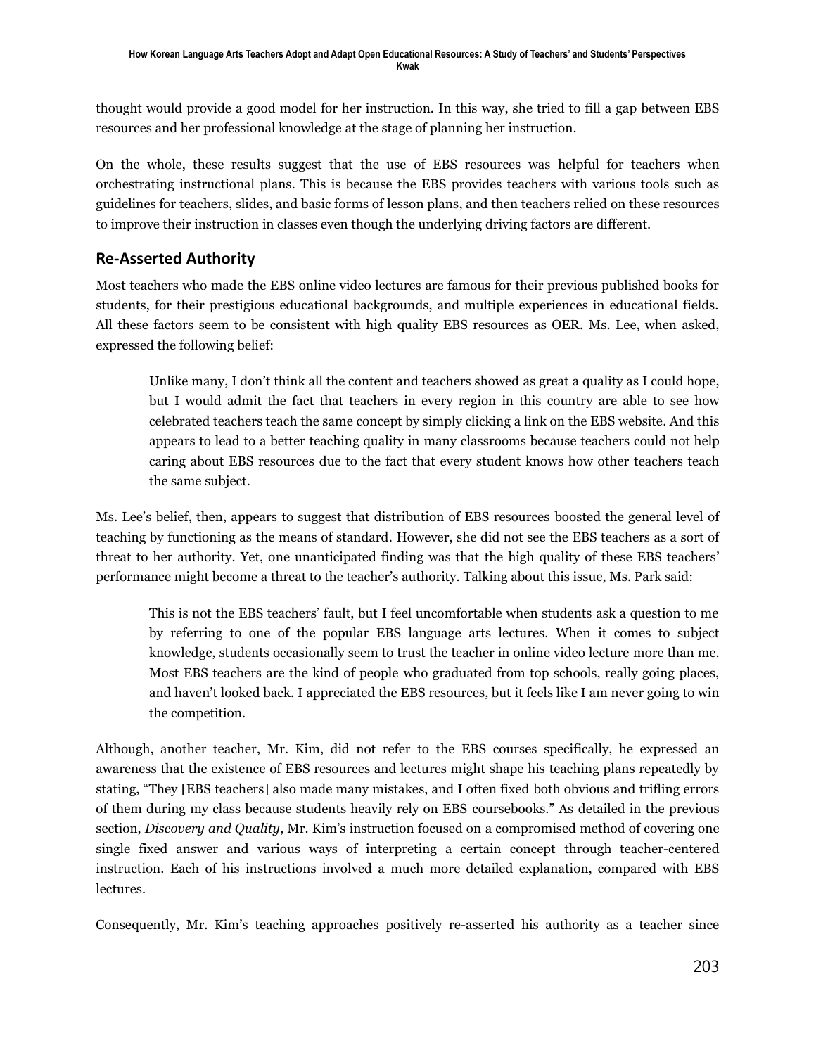thought would provide a good model for her instruction. In this way, she tried to fill a gap between EBS resources and her professional knowledge at the stage of planning her instruction.

On the whole, these results suggest that the use of EBS resources was helpful for teachers when orchestrating instructional plans. This is because the EBS provides teachers with various tools such as guidelines for teachers, slides, and basic forms of lesson plans, and then teachers relied on these resources to improve their instruction in classes even though the underlying driving factors are different.

## Re-Asserted Authority

Most teachers who made the EBS online video lectures are famous for their previous published books for students, for their prestigious educational backgrounds, and multiple experiences in educational fields. All these factors seem to be consistent with high quality EBS resources as OER. Ms. Lee, when asked, expressed the following belief:

> Unlike many, I don't think all the content and teachers showed as great a quality as I could hope, but I would admit the fact that teachers in every region in this country are able to see how celebrated teachers teach the same concept by simply clicking a link on the EBS website. And this appears to lead to a better teaching quality in many classrooms because teachers could not help caring about EBS resources due to the fact that every student knows how other teachers teach the same subject.

Ms. Lee's belief, then, appears to suggest that distribution of EBS resources boosted the general level of teaching by functioning as the means of standard. However, she did not see the EBS teachers as a sort of threat to her authority. Yet, one unanticipated finding was that the high quality of these EBS teachers' performance might become a threat to the teacher's authority. Talking about this issue, Ms. Park said:

> This is not the EBS teachers' fault, but I feel uncomfortable when students ask a question to me by referring to one of the popular EBS language arts lectures. When it comes to subject knowledge, students occasionally seem to trust the teacher in online video lecture more than me. Most EBS teachers are the kind of people who graduated from top schools, really going places, and haven't looked back. I appreciated the EBS resources, but it feels like I am never going to win the competition.

Although, another teacher, Mr. Kim, did not refer to the EBS courses specifically, he expressed an awareness that the existence of EBS resources and lectures might shape his teaching plans repeatedly by stating, "They [EBS teachers] also made many mistakes, and I often fixed both obvious and trifling errors of them during my class because students heavily rely on EBS coursebooks." As detailed in the previous section, *Discovery and Quality*, Mr. Kim's instruction focused on a compromised method of covering one single fixed answer and various ways of interpreting a certain concept through teacher-centered instruction. Each of his instructions involved a much more detailed explanation, compared with EBS lectures.

Consequently, Mr. Kim's teaching approaches positively re-asserted his authority as a teacher since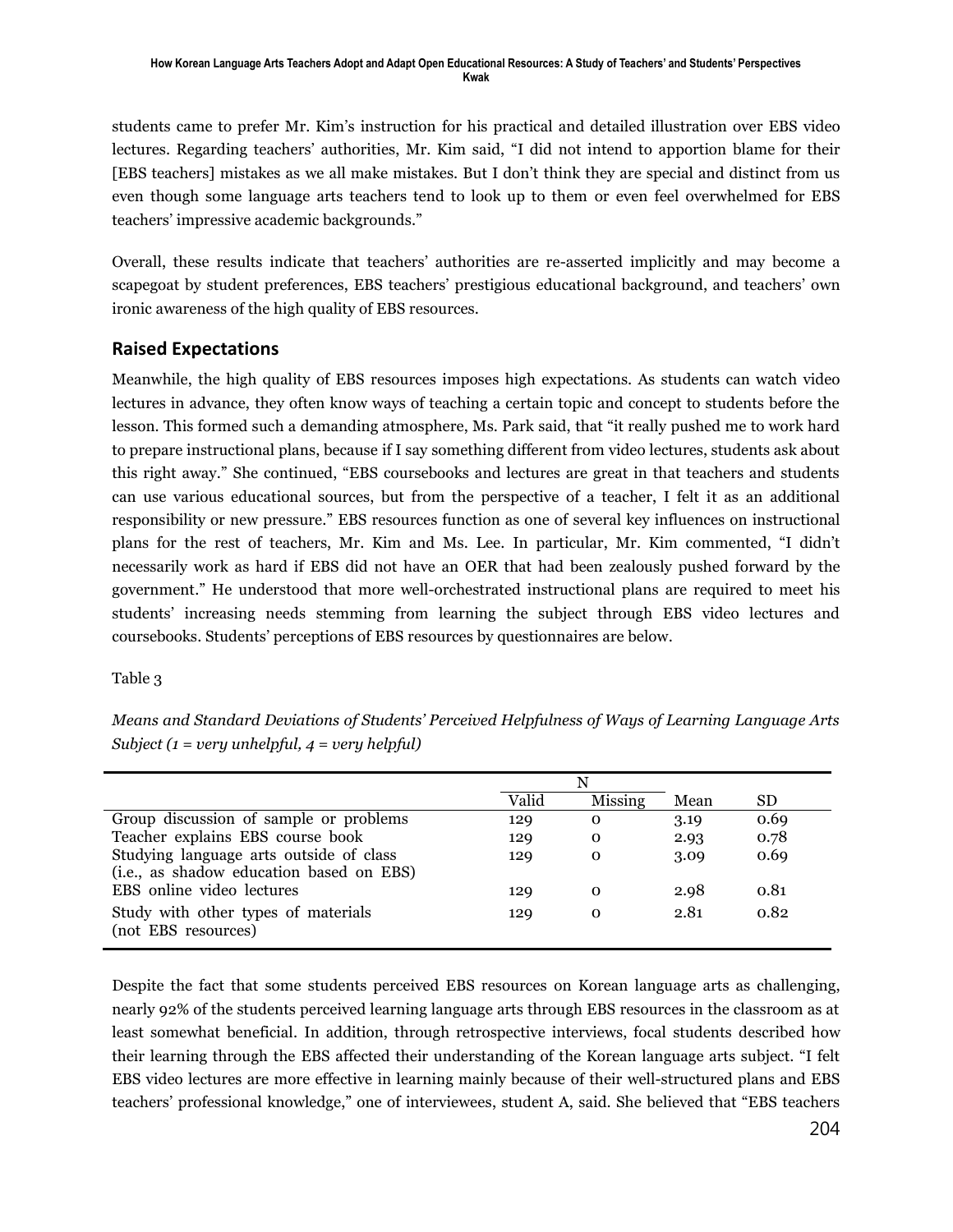students came to prefer Mr. Kim's instruction for his practical and detailed illustration over EBS video lectures. Regarding teachers' authorities, Mr. Kim said, "I did not intend to apportion blame for their [EBS teachers] mistakes as we all make mistakes. But I don't think they are special and distinct from us even though some language arts teachers tend to look up to them or even feel overwhelmed for EBS teachers' impressive academic backgrounds."

Overall, these results indicate that teachers' authorities are re-asserted implicitly and may become a scapegoat by student preferences, EBS teachers' prestigious educational background, and teachers' own ironic awareness of the high quality of EBS resources.

## Raised Expectations

Meanwhile, the high quality of EBS resources imposes high expectations. As students can watch video lectures in advance, they often know ways of teaching a certain topic and concept to students before the lesson. This formed such a demanding atmosphere, Ms. Park said, that "it really pushed me to work hard to prepare instructional plans, because if I say something different from video lectures, students ask about this right away." She continued, "EBS coursebooks and lectures are great in that teachers and students can use various educational sources, but from the perspective of a teacher, I felt it as an additional responsibility or new pressure." EBS resources function as one of several key influences on instructional plans for the rest of teachers, Mr. Kim and Ms. Lee. In particular, Mr. Kim commented, "I didn't necessarily work as hard if EBS did not have an OER that had been zealously pushed forward by the government." He understood that more well-orchestrated instructional plans are required to meet his students' increasing needs stemming from learning the subject through EBS video lectures and coursebooks. Students' perceptions of EBS resources by questionnaires are below.

Table 3

*Means and Standard Deviations of Students' Perceived Helpfulness of Ways of Learning Language Arts Subject (1 = very unhelpful, 4 = very helpful)*

| | N | | | |
|---|---|---|---|---|
| | Valid | Missing | Mean | SD |
| Group discussion of sample or problems | 129 | 0 | 3.19 | 0.69 |
| Teacher explains EBS course book | 129 | 0 | 2.93 | 0.78 |
| Studying language arts outside of class (i.e., as shadow education based on EBS) | 129 | 0 | 3.09 | 0.69 |
| EBS online video lectures | 129 | 0 | 2.98 | 0.81 |
| Study with other types of materials (not EBS resources) | 129 | 0 | 2.81 | 0.82 |

Despite the fact that some students perceived EBS resources on Korean language arts as challenging, nearly 92% of the students perceived learning language arts through EBS resources in the classroom as at least somewhat beneficial. In addition, through retrospective interviews, focal students described how their learning through the EBS affected their understanding of the Korean language arts subject. "I felt EBS video lectures are more effective in learning mainly because of their well-structured plans and EBS teachers' professional knowledge," one of interviewees, student A, said. She believed that "EBS teachers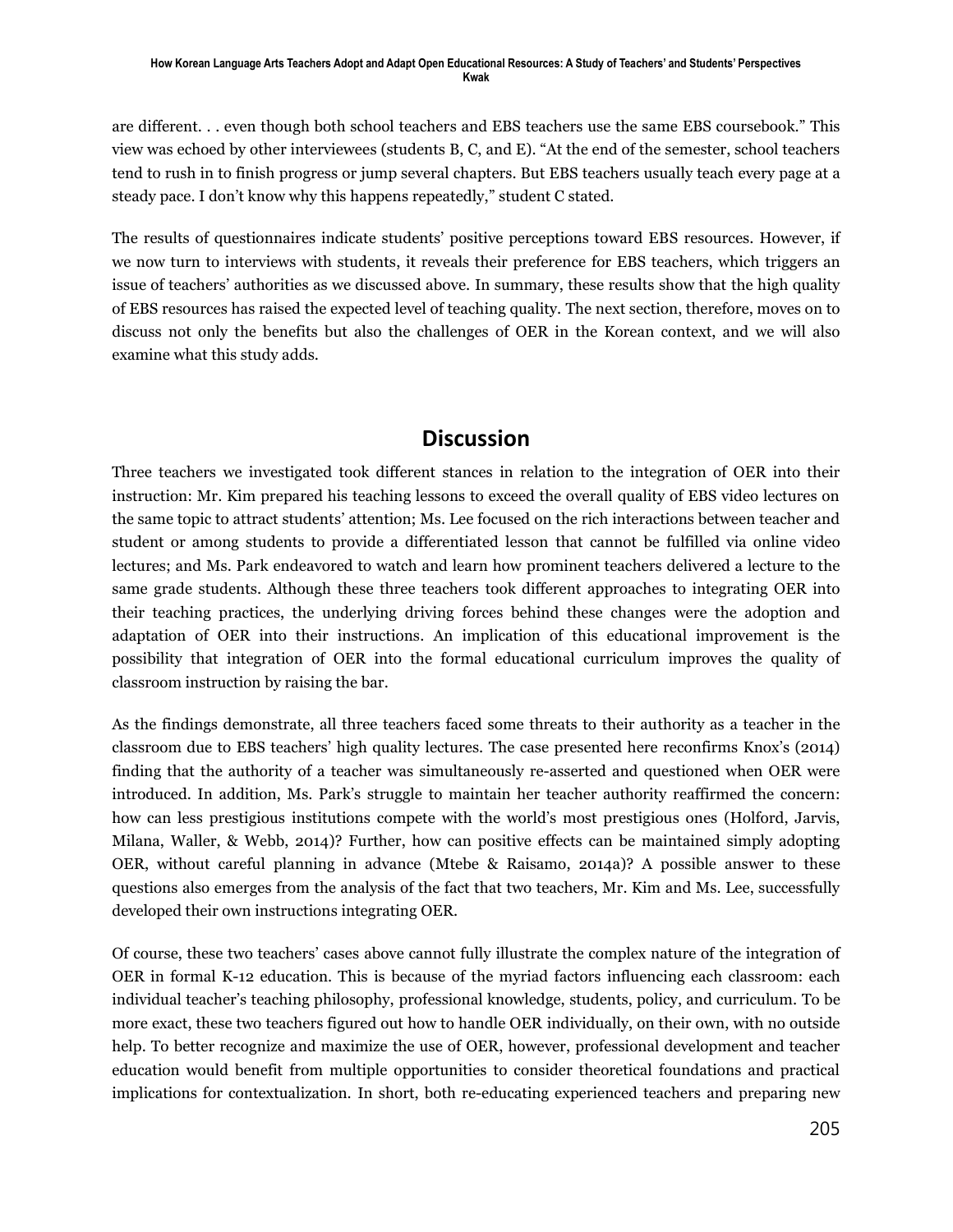are different. . . even though both school teachers and EBS teachers use the same EBS coursebook." This view was echoed by other interviewees (students B, C, and E). "At the end of the semester, school teachers tend to rush in to finish progress or jump several chapters. But EBS teachers usually teach every page at a steady pace. I don't know why this happens repeatedly," student C stated.

The results of questionnaires indicate students' positive perceptions toward EBS resources. However, if we now turn to interviews with students, it reveals their preference for EBS teachers, which triggers an issue of teachers' authorities as we discussed above. In summary, these results show that the high quality of EBS resources has raised the expected level of teaching quality. The next section, therefore, moves on to discuss not only the benefits but also the challenges of OER in the Korean context, and we will also examine what this study adds.

## Discussion

Three teachers we investigated took different stances in relation to the integration of OER into their instruction: Mr. Kim prepared his teaching lessons to exceed the overall quality of EBS video lectures on the same topic to attract students' attention; Ms. Lee focused on the rich interactions between teacher and student or among students to provide a differentiated lesson that cannot be fulfilled via online video lectures; and Ms. Park endeavored to watch and learn how prominent teachers delivered a lecture to the same grade students. Although these three teachers took different approaches to integrating OER into their teaching practices, the underlying driving forces behind these changes were the adoption and adaptation of OER into their instructions. An implication of this educational improvement is the possibility that integration of OER into the formal educational curriculum improves the quality of classroom instruction by raising the bar.

As the findings demonstrate, all three teachers faced some threats to their authority as a teacher in the classroom due to EBS teachers' high quality lectures. The case presented here reconfirms Knox's (2014) finding that the authority of a teacher was simultaneously re-asserted and questioned when OER were introduced. In addition, Ms. Park's struggle to maintain her teacher authority reaffirmed the concern: how can less prestigious institutions compete with the world's most prestigious ones (Holford, Jarvis, Milana, Waller, & Webb, 2014)? Further, how can positive effects can be maintained simply adopting OER, without careful planning in advance (Mtebe & Raisamo, 2014a)? A possible answer to these questions also emerges from the analysis of the fact that two teachers, Mr. Kim and Ms. Lee, successfully developed their own instructions integrating OER.

Of course, these two teachers' cases above cannot fully illustrate the complex nature of the integration of OER in formal K-12 education. This is because of the myriad factors influencing each classroom: each individual teacher's teaching philosophy, professional knowledge, students, policy, and curriculum. To be more exact, these two teachers figured out how to handle OER individually, on their own, with no outside help. To better recognize and maximize the use of OER, however, professional development and teacher education would benefit from multiple opportunities to consider theoretical foundations and practical implications for contextualization. In short, both re-educating experienced teachers and preparing new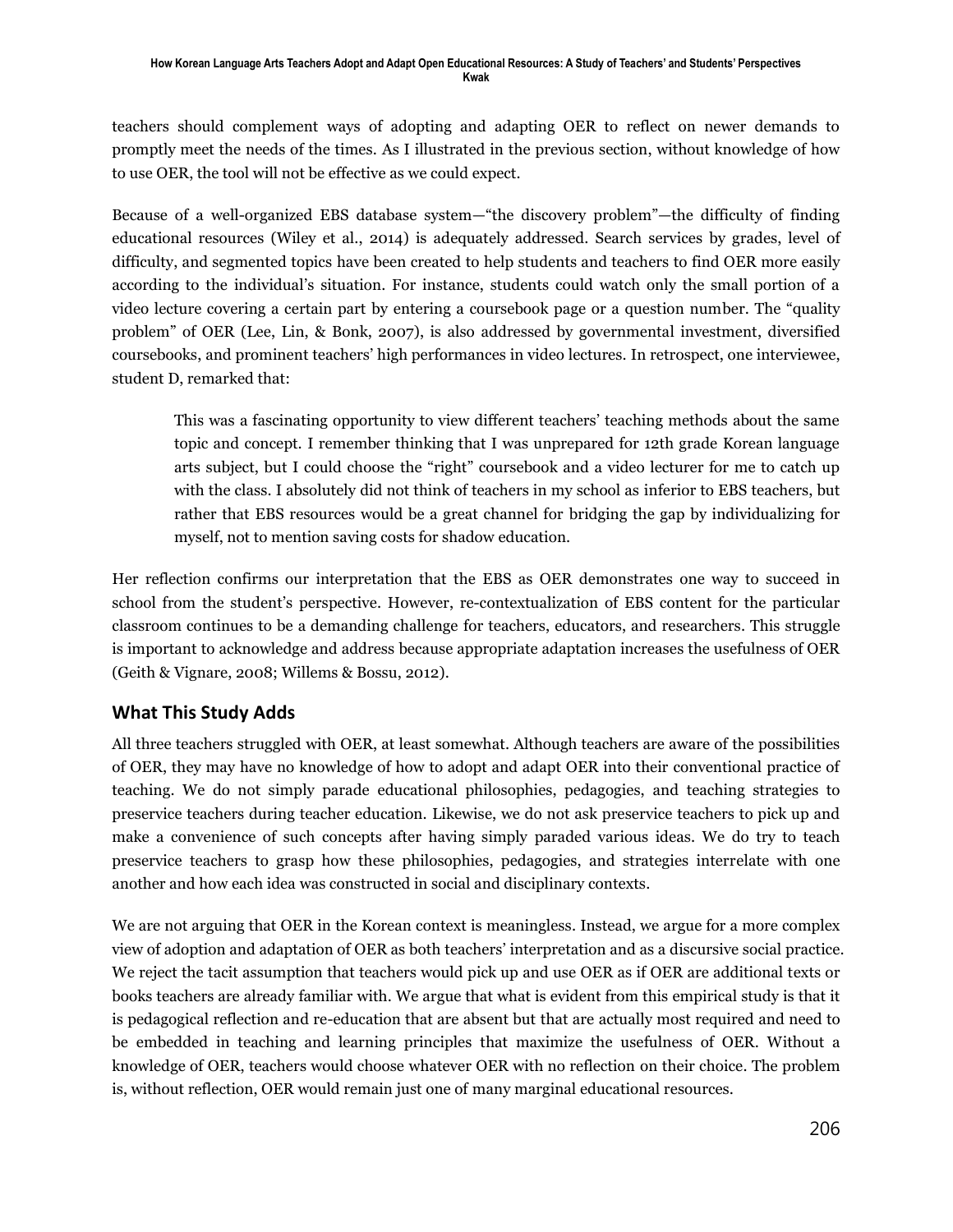teachers should complement ways of adopting and adapting OER to reflect on newer demands to promptly meet the needs of the times. As I illustrated in the previous section, without knowledge of how to use OER, the tool will not be effective as we could expect.

Because of a well-organized EBS database system—"the discovery problem"—the difficulty of finding educational resources (Wiley et al., 2014) is adequately addressed. Search services by grades, level of difficulty, and segmented topics have been created to help students and teachers to find OER more easily according to the individual's situation. For instance, students could watch only the small portion of a video lecture covering a certain part by entering a coursebook page or a question number. The "quality problem" of OER (Lee, Lin, & Bonk, 2007), is also addressed by governmental investment, diversified coursebooks, and prominent teachers' high performances in video lectures. In retrospect, one interviewee, student D, remarked that:

> This was a fascinating opportunity to view different teachers' teaching methods about the same topic and concept. I remember thinking that I was unprepared for 12th grade Korean language arts subject, but I could choose the "right" coursebook and a video lecturer for me to catch up with the class. I absolutely did not think of teachers in my school as inferior to EBS teachers, but rather that EBS resources would be a great channel for bridging the gap by individualizing for myself, not to mention saving costs for shadow education.

Her reflection confirms our interpretation that the EBS as OER demonstrates one way to succeed in school from the student's perspective. However, re-contextualization of EBS content for the particular classroom continues to be a demanding challenge for teachers, educators, and researchers. This struggle is important to acknowledge and address because appropriate adaptation increases the usefulness of OER (Geith & Vignare, 2008; Willems & Bossu, 2012).

## What This Study Adds

All three teachers struggled with OER, at least somewhat. Although teachers are aware of the possibilities of OER, they may have no knowledge of how to adopt and adapt OER into their conventional practice of teaching. We do not simply parade educational philosophies, pedagogies, and teaching strategies to preservice teachers during teacher education. Likewise, we do not ask preservice teachers to pick up and make a convenience of such concepts after having simply paraded various ideas. We do try to teach preservice teachers to grasp how these philosophies, pedagogies, and strategies interrelate with one another and how each idea was constructed in social and disciplinary contexts.

We are not arguing that OER in the Korean context is meaningless. Instead, we argue for a more complex view of adoption and adaptation of OER as both teachers' interpretation and as a discursive social practice. We reject the tacit assumption that teachers would pick up and use OER as if OER are additional texts or books teachers are already familiar with. We argue that what is evident from this empirical study is that it is pedagogical reflection and re-education that are absent but that are actually most required and need to be embedded in teaching and learning principles that maximize the usefulness of OER. Without a knowledge of OER, teachers would choose whatever OER with no reflection on their choice. The problem is, without reflection, OER would remain just one of many marginal educational resources.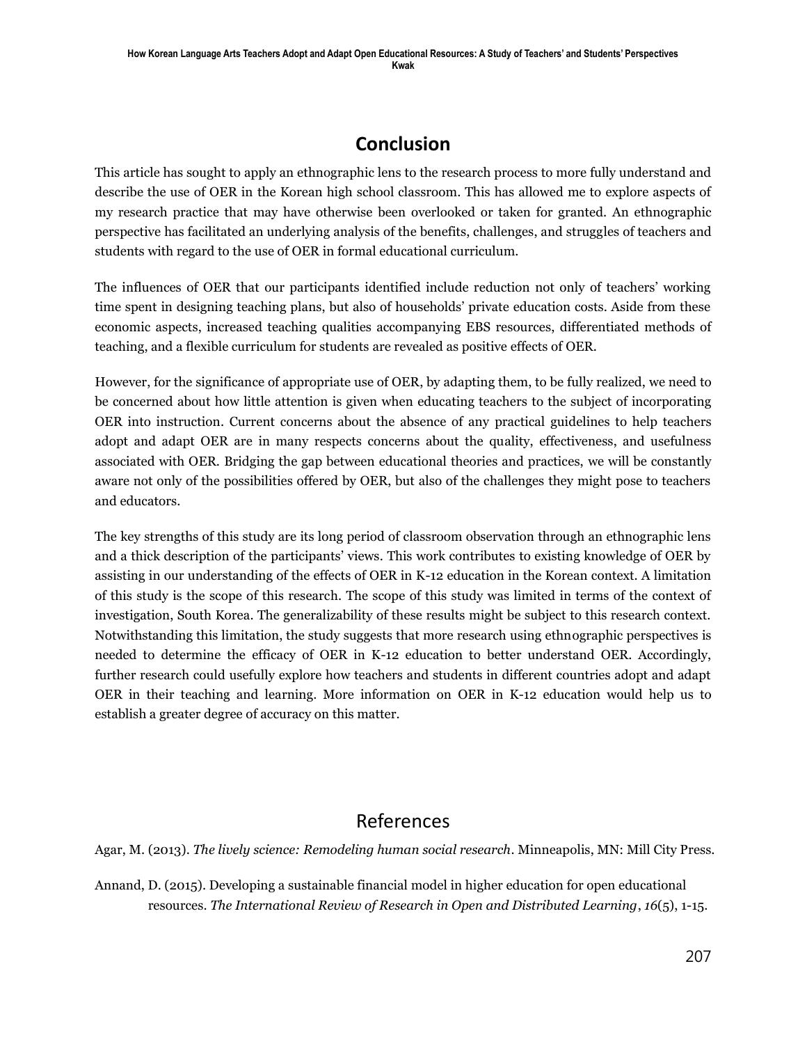## Conclusion

This article has sought to apply an ethnographic lens to the research process to more fully understand and describe the use of OER in the Korean high school classroom. This has allowed me to explore aspects of my research practice that may have otherwise been overlooked or taken for granted. An ethnographic perspective has facilitated an underlying analysis of the benefits, challenges, and struggles of teachers and students with regard to the use of OER in formal educational curriculum.

The influences of OER that our participants identified include reduction not only of teachers' working time spent in designing teaching plans, but also of households' private education costs. Aside from these economic aspects, increased teaching qualities accompanying EBS resources, differentiated methods of teaching, and a flexible curriculum for students are revealed as positive effects of OER.

However, for the significance of appropriate use of OER, by adapting them, to be fully realized, we need to be concerned about how little attention is given when educating teachers to the subject of incorporating OER into instruction. Current concerns about the absence of any practical guidelines to help teachers adopt and adapt OER are in many respects concerns about the quality, effectiveness, and usefulness associated with OER. Bridging the gap between educational theories and practices, we will be constantly aware not only of the possibilities offered by OER, but also of the challenges they might pose to teachers and educators.

The key strengths of this study are its long period of classroom observation through an ethnographic lens and a thick description of the participants' views. This work contributes to existing knowledge of OER by assisting in our understanding of the effects of OER in K-12 education in the Korean context. A limitation of this study is the scope of this research. The scope of this study was limited in terms of the context of investigation, South Korea. The generalizability of these results might be subject to this research context. Notwithstanding this limitation, the study suggests that more research using ethnographic perspectives is needed to determine the efficacy of OER in K-12 education to better understand OER. Accordingly, further research could usefully explore how teachers and students in different countries adopt and adapt OER in their teaching and learning. More information on OER in K-12 education would help us to establish a greater degree of accuracy on this matter.

## References

Agar, M. (2013). *The lively science: Remodeling human social research*. Minneapolis, MN: Mill City Press.

Annand, D. (2015). Developing a sustainable financial model in higher education for open educational resources. *The International Review of Research in Open and Distributed Learning*, *16*(5), 1-15.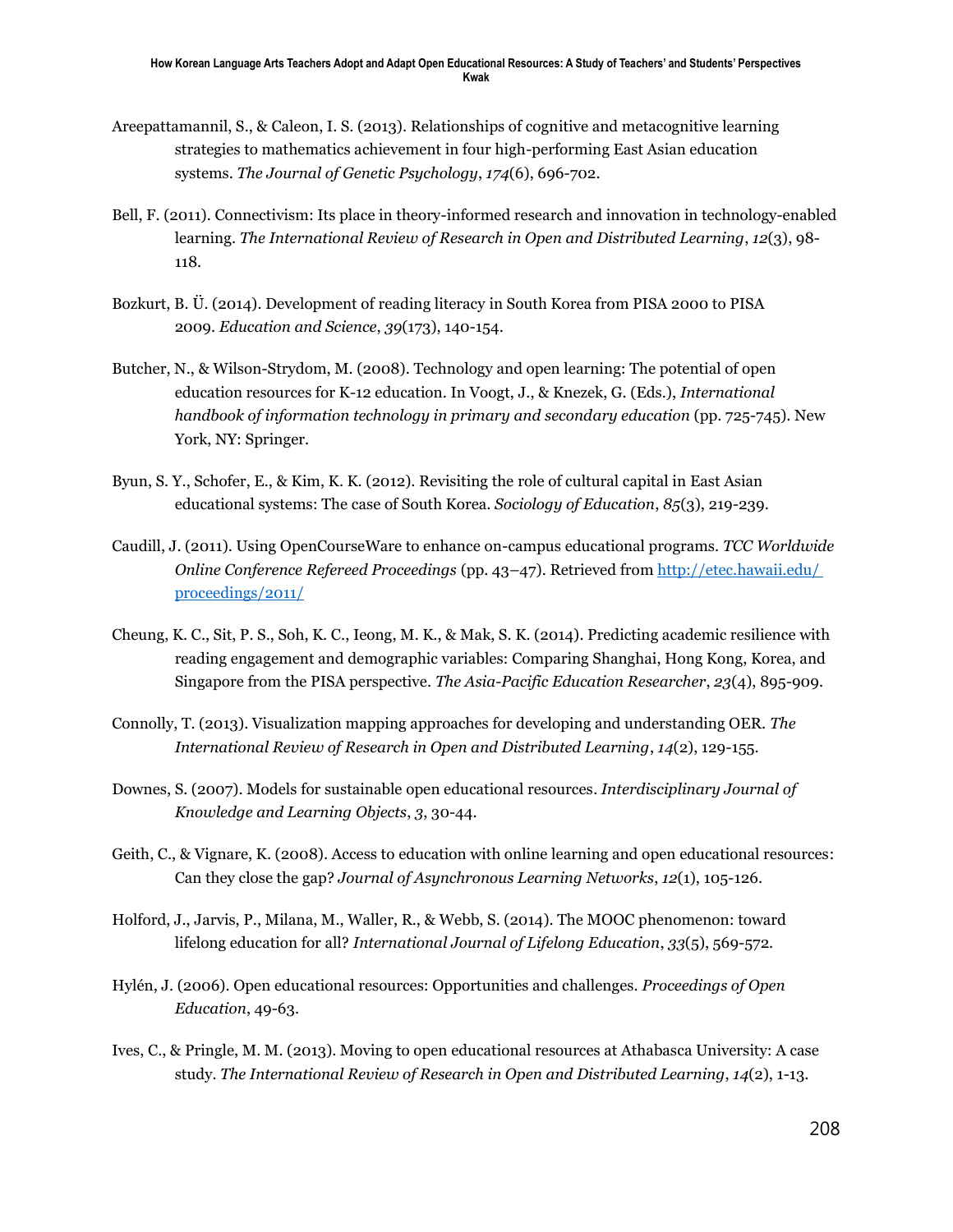Areepattamannil, S., & Caleon, I. S. (2013). Relationships of cognitive and metacognitive learning strategies to mathematics achievement in four high-performing East Asian education systems. *The Journal of Genetic Psychology*, *174*(6), 696-702.

Bell, F. (2011). Connectivism: Its place in theory-informed research and innovation in technology-enabled learning. *The International Review of Research in Open and Distributed Learning*, *12*(3), 98-118.

Bozkurt, B. Ü. (2014). Development of reading literacy in South Korea from PISA 2000 to PISA 2009. *Education and Science*, *39*(173), 140-154.

Butcher, N., & Wilson-Strydom, M. (2008). Technology and open learning: The potential of open education resources for K-12 education. In Voogt, J., & Knezek, G. (Eds.), *International handbook of information technology in primary and secondary education* (pp. 725-745). New York, NY: Springer.

Byun, S. Y., Schofer, E., & Kim, K. K. (2012). Revisiting the role of cultural capital in East Asian educational systems: The case of South Korea. *Sociology of Education*, *85*(3), 219-239.

Caudill, J. (2011). Using OpenCourseWare to enhance on-campus educational programs. *TCC Worldwide Online Conference Refereed Proceedings* (pp. 43–47). Retrieved from http://etec.hawaii.edu/proceedings/2011/

Cheung, K. C., Sit, P. S., Soh, K. C., Ieong, M. K., & Mak, S. K. (2014). Predicting academic resilience with reading engagement and demographic variables: Comparing Shanghai, Hong Kong, Korea, and Singapore from the PISA perspective. *The Asia-Pacific Education Researcher*, *23*(4), 895-909.

Connolly, T. (2013). Visualization mapping approaches for developing and understanding OER. *The International Review of Research in Open and Distributed Learning*, *14*(2), 129-155.

Downes, S. (2007). Models for sustainable open educational resources. *Interdisciplinary Journal of Knowledge and Learning Objects*, *3*, 30-44.

Geith, C., & Vignare, K. (2008). Access to education with online learning and open educational resources: Can they close the gap? *Journal of Asynchronous Learning Networks*, *12*(1), 105-126.

Holford, J., Jarvis, P., Milana, M., Waller, R., & Webb, S. (2014). The MOOC phenomenon: toward lifelong education for all? *International Journal of Lifelong Education*, *33*(5), 569-572.

Hylén, J. (2006). Open educational resources: Opportunities and challenges. *Proceedings of Open Education*, 49-63.

Ives, C., & Pringle, M. M. (2013). Moving to open educational resources at Athabasca University: A case study. *The International Review of Research in Open and Distributed Learning*, *14*(2), 1-13.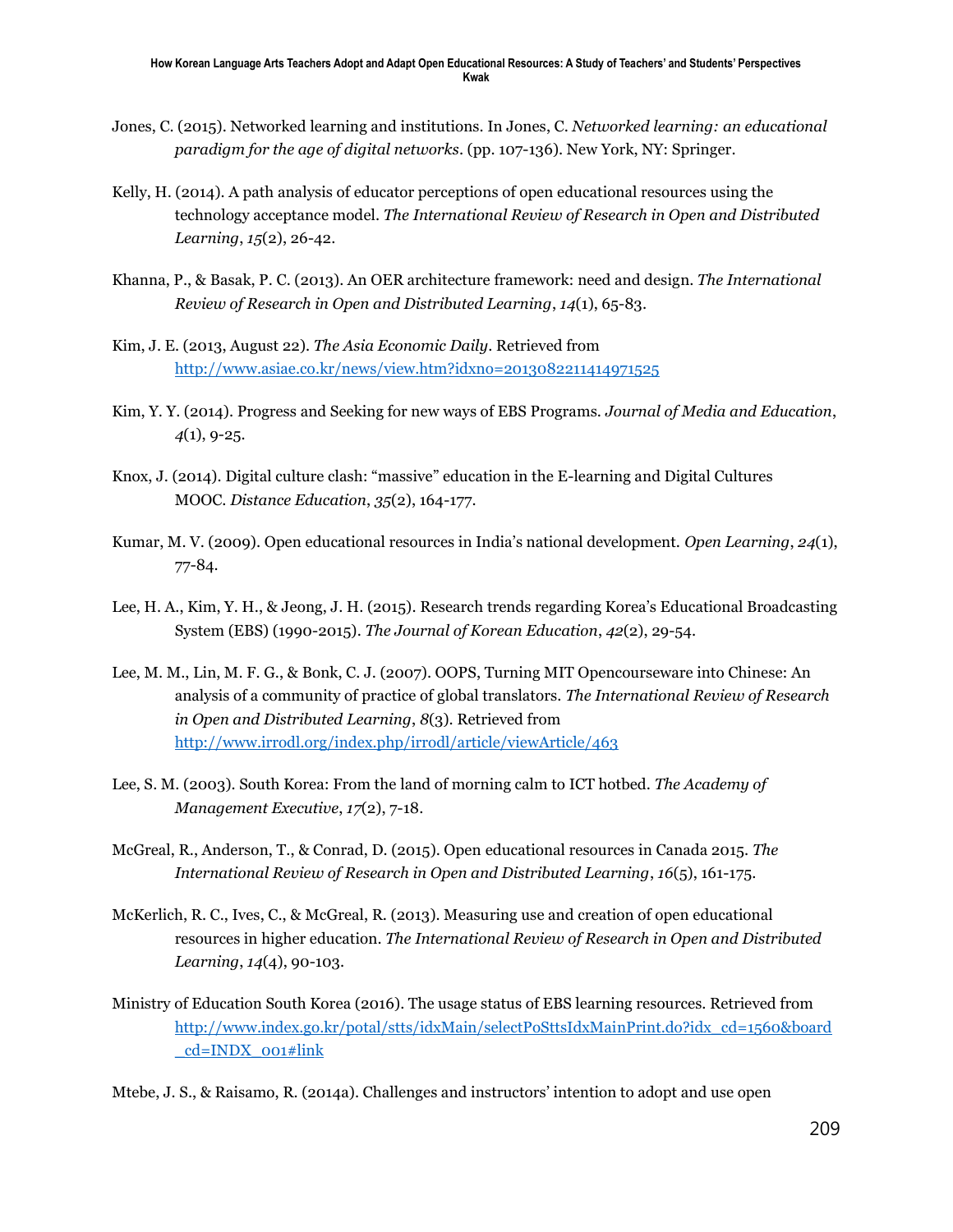Jones, C. (2015). Networked learning and institutions. In Jones, C. *Networked learning: an educational paradigm for the age of digital networks*. (pp. 107-136). New York, NY: Springer.

Kelly, H. (2014). A path analysis of educator perceptions of open educational resources using the technology acceptance model. *The International Review of Research in Open and Distributed Learning*, *15*(2), 26-42.

Khanna, P., & Basak, P. C. (2013). An OER architecture framework: need and design. *The International Review of Research in Open and Distributed Learning*, *14*(1), 65-83.

Kim, J. E. (2013, August 22). *The Asia Economic Daily*. Retrieved from http://www.asiae.co.kr/news/view.htm?idxno=2013082211414971525

Kim, Y. Y. (2014). Progress and Seeking for new ways of EBS Programs. *Journal of Media and Education*, *4*(1), 9-25.

Knox, J. (2014). Digital culture clash: "massive" education in the E-learning and Digital Cultures MOOC. *Distance Education*, *35*(2), 164-177.

Kumar, M. V. (2009). Open educational resources in India's national development. *Open Learning*, *24*(1), 77-84.

Lee, H. A., Kim, Y. H., & Jeong, J. H. (2015). Research trends regarding Korea's Educational Broadcasting System (EBS) (1990-2015). *The Journal of Korean Education*, *42*(2), 29-54.

Lee, M. M., Lin, M. F. G., & Bonk, C. J. (2007). OOPS, Turning MIT Opencourseware into Chinese: An analysis of a community of practice of global translators. *The International Review of Research in Open and Distributed Learning*, *8*(3). Retrieved from http://www.irrodl.org/index.php/irrodl/article/viewArticle/463

Lee, S. M. (2003). South Korea: From the land of morning calm to ICT hotbed. *The Academy of Management Executive*, *17*(2), 7-18.

McGreal, R., Anderson, T., & Conrad, D. (2015). Open educational resources in Canada 2015. *The International Review of Research in Open and Distributed Learning*, *16*(5), 161-175.

McKerlich, R. C., Ives, C., & McGreal, R. (2013). Measuring use and creation of open educational resources in higher education. *The International Review of Research in Open and Distributed Learning*, *14*(4), 90-103.

Ministry of Education South Korea (2016). The usage status of EBS learning resources. Retrieved from http://www.index.go.kr/potal/stts/idxMain/selectPoSttsIdxMainPrint.do?idx_cd=1560&board_cd=INDX_001#link

Mtebe, J. S., & Raisamo, R. (2014a). Challenges and instructors' intention to adopt and use open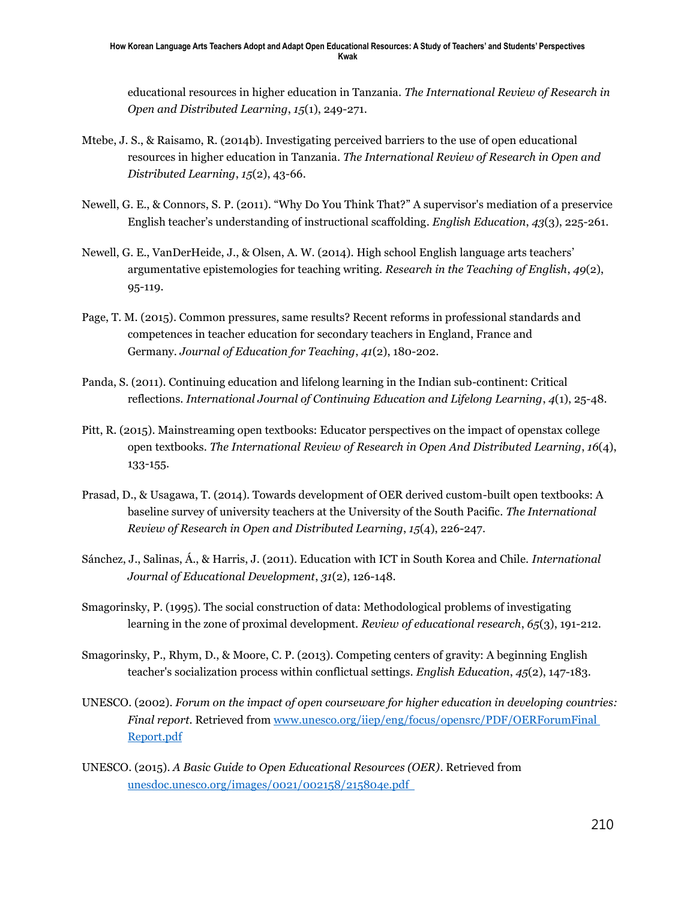educational resources in higher education in Tanzania. *The International Review of Research in Open and Distributed Learning*, *15*(1), 249-271.

Mtebe, J. S., & Raisamo, R. (2014b). Investigating perceived barriers to the use of open educational resources in higher education in Tanzania. *The International Review of Research in Open and Distributed Learning*, *15*(2), 43-66.

Newell, G. E., & Connors, S. P. (2011). "Why Do You Think That?" A supervisor's mediation of a preservice English teacher's understanding of instructional scaffolding. *English Education*, *43*(3), 225-261.

Newell, G. E., VanDerHeide, J., & Olsen, A. W. (2014). High school English language arts teachers' argumentative epistemologies for teaching writing. *Research in the Teaching of English*, *49*(2), 95-119.

Page, T. M. (2015). Common pressures, same results? Recent reforms in professional standards and competences in teacher education for secondary teachers in England, France and Germany. *Journal of Education for Teaching*, *41*(2), 180-202.

Panda, S. (2011). Continuing education and lifelong learning in the Indian sub-continent: Critical reflections. *International Journal of Continuing Education and Lifelong Learning*, *4*(1), 25-48.

Pitt, R. (2015). Mainstreaming open textbooks: Educator perspectives on the impact of openstax college open textbooks. *The International Review of Research in Open And Distributed Learning*, *16*(4), 133-155.

Prasad, D., & Usagawa, T. (2014). Towards development of OER derived custom-built open textbooks: A baseline survey of university teachers at the University of the South Pacific. *The International Review of Research in Open and Distributed Learning*, *15*(4), 226-247.

Sánchez, J., Salinas, Á., & Harris, J. (2011). Education with ICT in South Korea and Chile. *International Journal of Educational Development*, *31*(2), 126-148.

Smagorinsky, P. (1995). The social construction of data: Methodological problems of investigating learning in the zone of proximal development. *Review of educational research*, *65*(3), 191-212.

Smagorinsky, P., Rhym, D., & Moore, C. P. (2013). Competing centers of gravity: A beginning English teacher's socialization process within conflictual settings. *English Education*, *45*(2), 147-183.

UNESCO. (2002). *Forum on the impact of open courseware for higher education in developing countries: Final report*. Retrieved from [www.unesco.org/iiep/eng/focus/opensrc/PDF/OERForumFinal Report.pdf](www.unesco.org/iiep/eng/focus/opensrc/PDF/OERForumFinalReport.pdf)

UNESCO. (2015). *A Basic Guide to Open Educational Resources (OER)*. Retrieved from [unesdoc.unesco.org/images/0021/002158/215804e.pdf](unesdoc.unesco.org/images/0021/002158/215804e.pdf)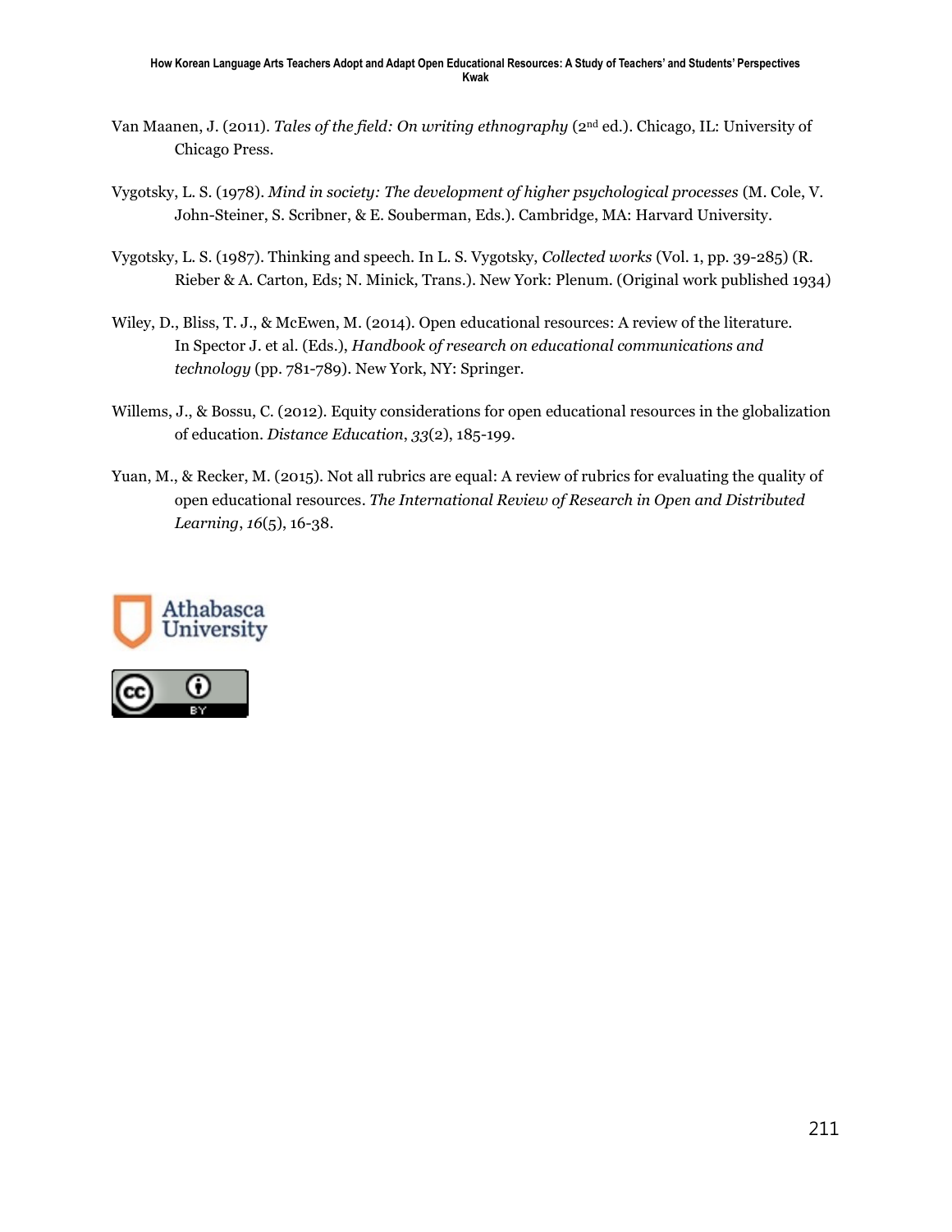Van Maanen, J. (2011). *Tales of the field: On writing ethnography* (2nd ed.). Chicago, IL: University of Chicago Press.

Vygotsky, L. S. (1978). *Mind in society: The development of higher psychological processes* (M. Cole, V. John-Steiner, S. Scribner, & E. Souberman, Eds.). Cambridge, MA: Harvard University.

Vygotsky, L. S. (1987). Thinking and speech. In L. S. Vygotsky, *Collected works* (Vol. 1, pp. 39-285) (R. Rieber & A. Carton, Eds; N. Minick, Trans.). New York: Plenum. (Original work published 1934)

Wiley, D., Bliss, T. J., & McEwen, M. (2014). Open educational resources: A review of the literature. In Spector J. et al. (Eds.), *Handbook of research on educational communications and technology* (pp. 781-789). New York, NY: Springer.

Willems, J., & Bossu, C. (2012). Equity considerations for open educational resources in the globalization of education. *Distance Education*, *33*(2), 185-199.

Yuan, M., & Recker, M. (2015). Not all rubrics are equal: A review of rubrics for evaluating the quality of open educational resources. *The International Review of Research in Open and Distributed Learning*, *16*(5), 16-38.